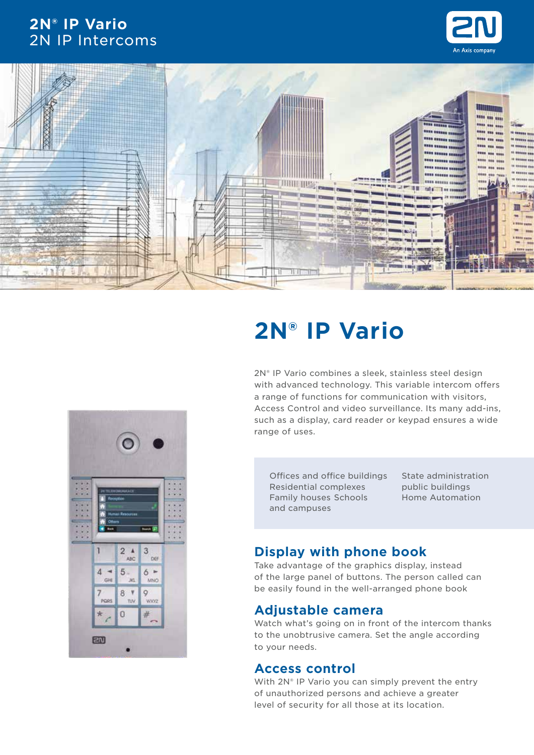# 2N® IP Vario

2N IP Intercoms

## 2N® IP Vario

2N® IP Vario combines a sleek, stainless steel design with advanced technology. This variable intercom offers a range of functions for communication with visitors, Access Control and video surveillance. Its many add-ins, such as a display, card reader or keypad ensures a wide range of uses.

Offices and office buildings
Residential complexes
Family houses Schools and campuses
State administration
public buildings
Home Automation

### Display with phone book

Take advantage of the graphics display, instead of the large panel of buttons. The person called can be easily found in the well-arranged phone book

### Adjustable camera

Watch what's going on in front of the intercom thanks to the unobtrusive camera. Set the angle according to your needs.

### Access control

With 2N® IP Vario you can simply prevent the entry of unauthorized persons and achieve a greater level of security for all those at its location.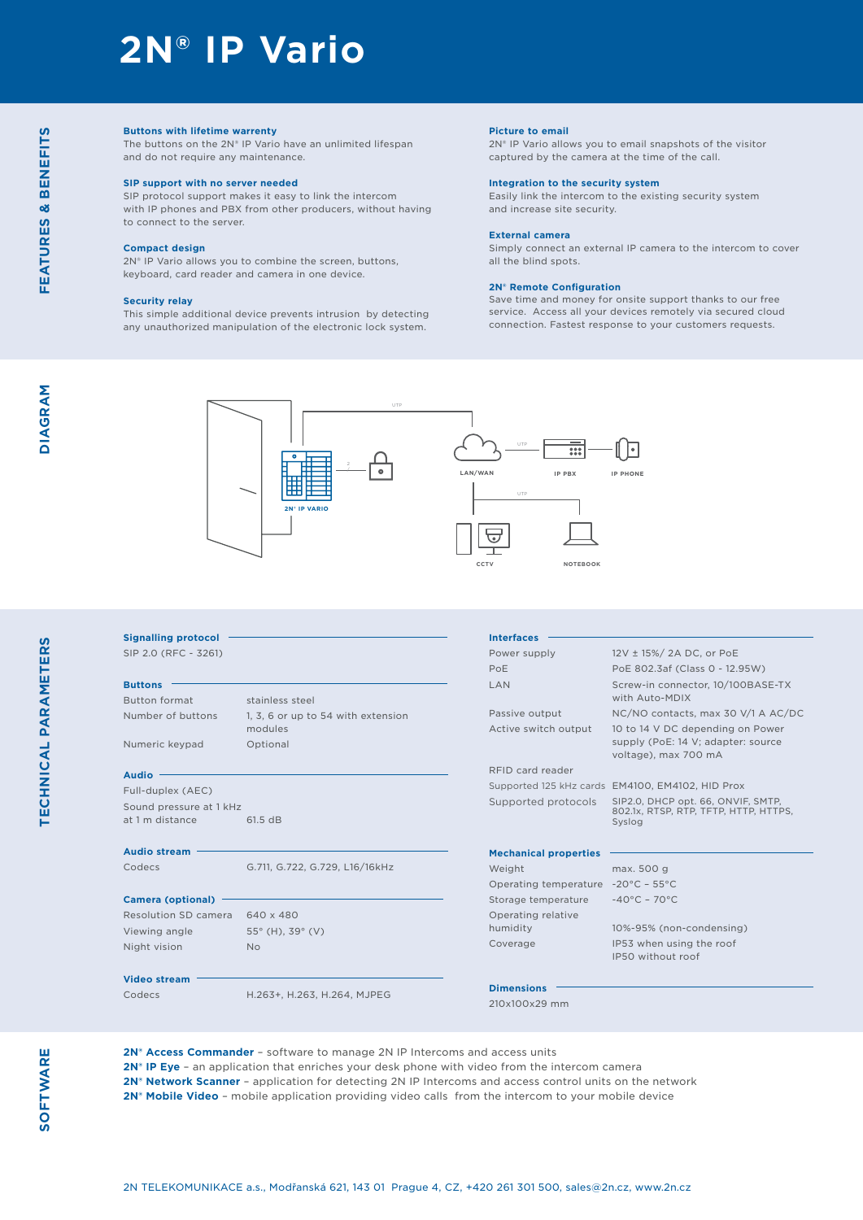# 2N® IP Vario

## FEATURES & BENEFITS

**Buttons with lifetime warrenty**
The buttons on the 2N® IP Vario have an unlimited lifespan and do not require any maintenance.

**SIP support with no server needed**
SIP protocol support makes it easy to link the intercom with IP phones and PBX from other producers, without having to connect to the server.

**Compact design**
2N® IP Vario allows you to combine the screen, buttons, keyboard, card reader and camera in one device.

**Security relay**
This simple additional device prevents intrusion by detecting any unauthorized manipulation of the electronic lock system.

**Picture to email**
2N® IP Vario allows you to email snapshots of the visitor captured by the camera at the time of the call.

**Integration to the security system**
Easily link the intercom to the existing security system and increase site security.

**External camera**
Simply connect an external IP camera to the intercom to cover all the blind spots.

**2N® Remote Configuration**
Save time and money for onsite support thanks to our free service. Access all your devices remotely via secured cloud connection. Fastest response to your customers requests.

## DIAGRAM

UTP
2
2N® IP VARIO
LAN/WAN
UTP
IP PBX
IP PHONE
UTP
CCTV
NOTEBOOK

## TECHNICAL PARAMETERS

**Signalling protocol**

SIP 2.0 (RFC - 3261)

**Buttons**

| | |
|---|---|
| Button format | stainless steel |
| Number of buttons | 1, 3, 6 or up to 54 with extension modules |
| Numeric keypad | Optional |

**Audio**

| | |
|---|---|
| Full-duplex (AEC) | |
| Sound pressure at 1 kHz at 1 m distance | 61.5 dB |

**Audio stream**

| | |
|---|---|
| Codecs | G.711, G.722, G.729, L16/16kHz |

**Camera (optional)**

| | |
|---|---|
| Resolution SD camera | 640 x 480 |
| Viewing angle | 55° (H), 39° (V) |
| Night vision | No |

**Video stream**

| | |
|---|---|
| Codecs | H.263+, H.263, H.264, MJPEG |

**Interfaces**

| | |
|---|---|
| Power supply | 12V ± 15%/ 2A DC, or PoE |
| PoE | PoE 802.3af (Class 0 - 12.95W) |
| LAN | Screw-in connector, 10/100BASE-TX with Auto-MDIX |
| Passive output | NC/NO contacts, max 30 V/1 A AC/DC |
| Active switch output | 10 to 14 V DC depending on Power supply (PoE: 14 V; adapter: source voltage), max 700 mA |
| RFID card reader | |
| Supported 125 kHz cards | EM4100, EM4102, HID Prox |
| Supported protocols | SIP2.0, DHCP opt. 66, ONVIF, SMTP, 802.1x, RTSP, RTP, TFTP, HTTP, HTTPS, Syslog |

**Mechanical properties**

| | |
|---|---|
| Weight | max. 500 g |
| Operating temperature | -20°C – 55°C |
| Storage temperature | -40°C – 70°C |
| Operating relative humidity | 10%-95% (non-condensing) |
| Coverage | IP53 when using the roof<br>IP50 without roof |

**Dimensions**

210x100x29 mm

## SOFTWARE

**2N® Access Commander** – software to manage 2N IP Intercoms and access units
**2N® IP Eye** – an application that enriches your desk phone with video from the intercom camera
**2N® Network Scanner** – application for detecting 2N IP Intercoms and access control units on the network
**2N® Mobile Video** – mobile application providing video calls from the intercom to your mobile device

2N TELEKOMUNIKACE a.s., Modřanská 621, 143 01 Prague 4, CZ, +420 261 301 500, sales@2n.cz, www.2n.cz